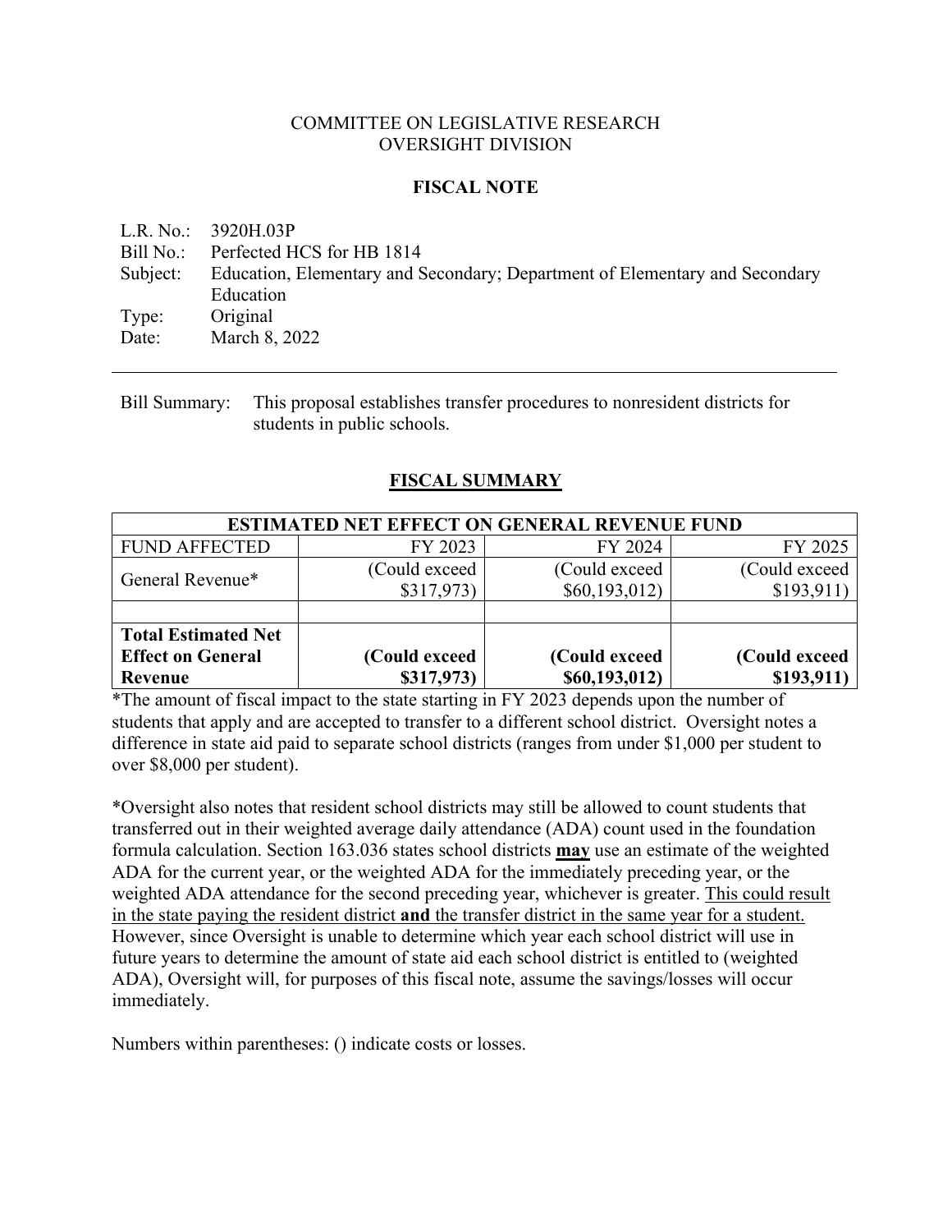COMMITTEE ON LEGISLATIVE RESEARCH
OVERSIGHT DIVISION

**FISCAL NOTE**

L.R. No.: 3920H.03P
Bill No.: Perfected HCS for HB 1814
Subject: Education, Elementary and Secondary; Department of Elementary and Secondary Education
Type: Original
Date: March 8, 2022

---

Bill Summary: This proposal establishes transfer procedures to nonresident districts for students in public schools.

## FISCAL SUMMARY

| ESTIMATED NET EFFECT ON GENERAL REVENUE FUND | | | |
|---|---|---|---|
| FUND AFFECTED | FY 2023 | FY 2024 | FY 2025 |
| General Revenue* | (Could exceed $317,973) | (Could exceed $60,193,012) | (Could exceed $193,911) |
| | | | |
| **Total Estimated Net Effect on General Revenue** | **(Could exceed $317,973)** | **(Could exceed $60,193,012)** | **(Could exceed $193,911)** |

*The amount of fiscal impact to the state starting in FY 2023 depends upon the number of students that apply and are accepted to transfer to a different school district. Oversight notes a difference in state aid paid to separate school districts (ranges from under $1,000 per student to over $8,000 per student).

*Oversight also notes that resident school districts may still be allowed to count students that transferred out in their weighted average daily attendance (ADA) count used in the foundation formula calculation. Section 163.036 states school districts **may** use an estimate of the weighted ADA for the current year, or the weighted ADA for the immediately preceding year, or the weighted ADA attendance for the second preceding year, whichever is greater. This could result in the state paying the resident district **and** the transfer district in the same year for a student. However, since Oversight is unable to determine which year each school district will use in future years to determine the amount of state aid each school district is entitled to (weighted ADA), Oversight will, for purposes of this fiscal note, assume the savings/losses will occur immediately.

Numbers within parentheses: () indicate costs or losses.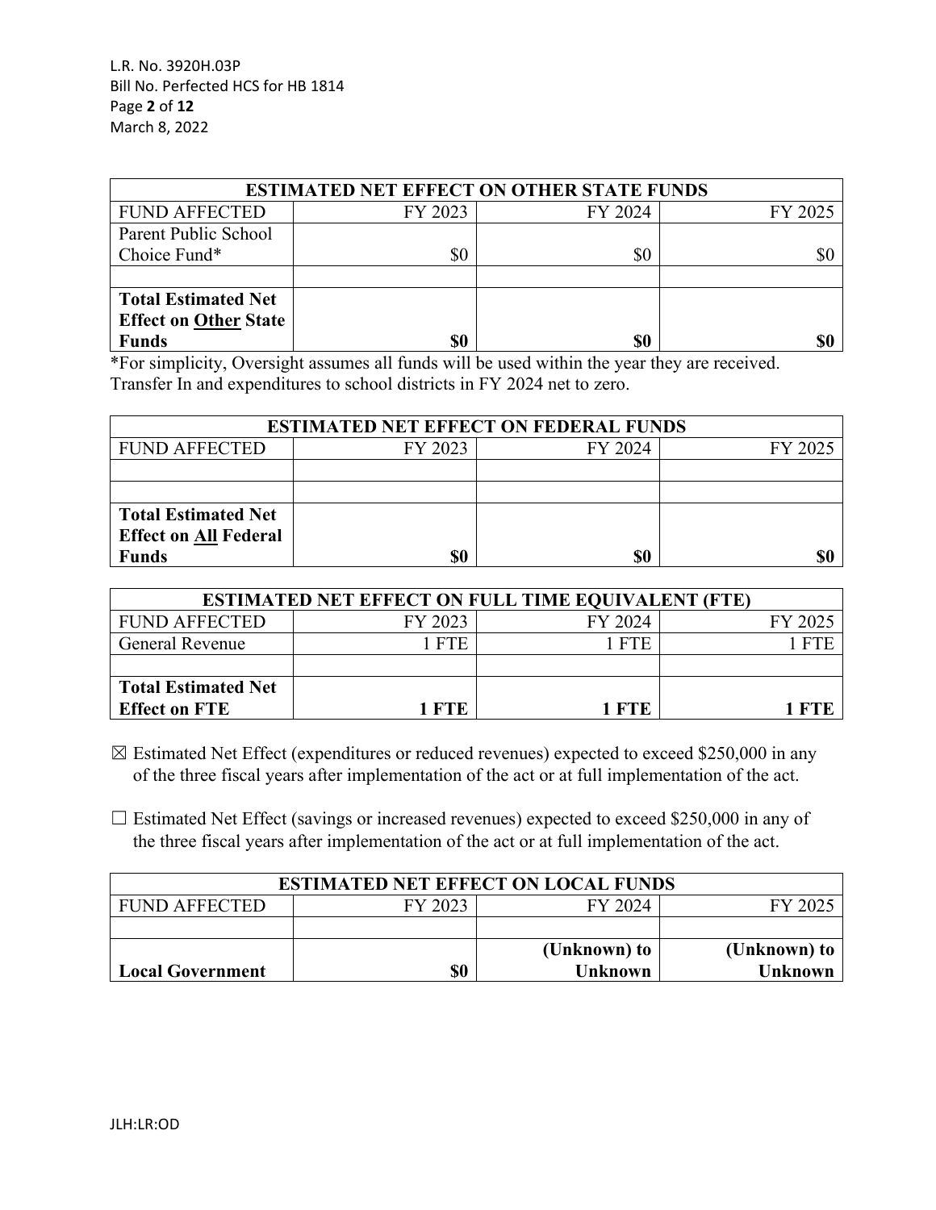| ESTIMATED NET EFFECT ON OTHER STATE FUNDS | | | |
|---|---|---|---|
| FUND AFFECTED | FY 2023 | FY 2024 | FY 2025 |
| Parent Public School Choice Fund* | $0 | $0 | $0 |
| | | | |
| **Total Estimated Net Effect on Other State Funds** | **$0** | **$0** | **$0** |

*For simplicity, Oversight assumes all funds will be used within the year they are received. Transfer In and expenditures to school districts in FY 2024 net to zero.

| ESTIMATED NET EFFECT ON FEDERAL FUNDS | | | |
|---|---|---|---|
| FUND AFFECTED | FY 2023 | FY 2024 | FY 2025 |
| | | | |
| | | | |
| **Total Estimated Net Effect on All Federal Funds** | **$0** | **$0** | **$0** |

| ESTIMATED NET EFFECT ON FULL TIME EQUIVALENT (FTE) | | | |
|---|---|---|---|
| FUND AFFECTED | FY 2023 | FY 2024 | FY 2025 |
| General Revenue | 1 FTE | 1 FTE | 1 FTE |
| | | | |
| **Total Estimated Net Effect on FTE** | **1 FTE** | **1 FTE** | **1 FTE** |

☒ Estimated Net Effect (expenditures or reduced revenues) expected to exceed $250,000 in any of the three fiscal years after implementation of the act or at full implementation of the act.

☐ Estimated Net Effect (savings or increased revenues) expected to exceed $250,000 in any of the three fiscal years after implementation of the act or at full implementation of the act.

| ESTIMATED NET EFFECT ON LOCAL FUNDS | | | |
|---|---|---|---|
| FUND AFFECTED | FY 2023 | FY 2024 | FY 2025 |
| | | | |
| **Local Government** | **$0** | **(Unknown) to Unknown** | **(Unknown) to Unknown** |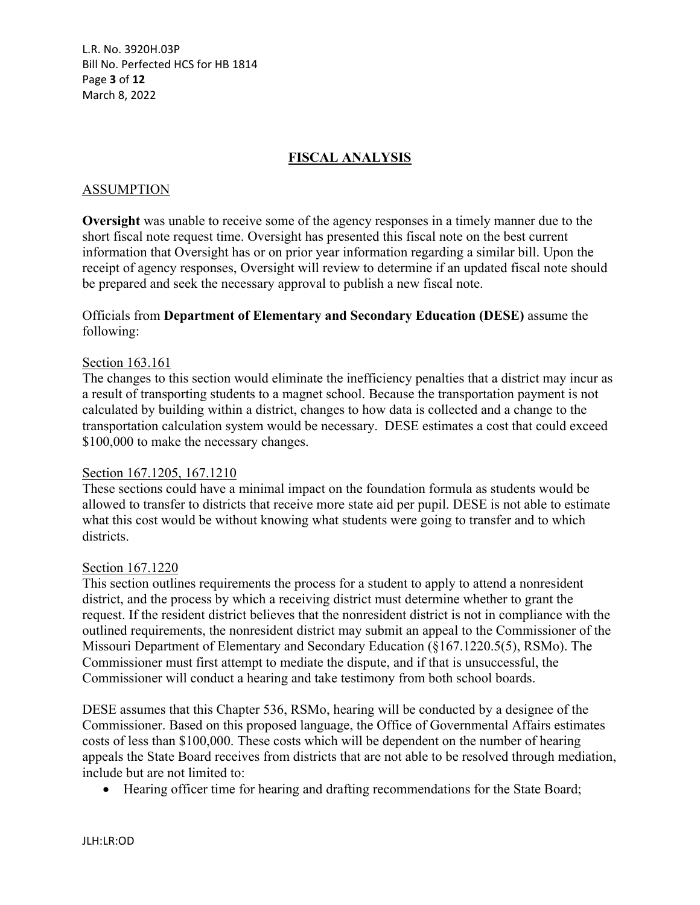## FISCAL ANALYSIS

### ASSUMPTION

**Oversight** was unable to receive some of the agency responses in a timely manner due to the short fiscal note request time. Oversight has presented this fiscal note on the best current information that Oversight has or on prior year information regarding a similar bill. Upon the receipt of agency responses, Oversight will review to determine if an updated fiscal note should be prepared and seek the necessary approval to publish a new fiscal note.

Officials from **Department of Elementary and Secondary Education (DESE)** assume the following:

Section 163.161

The changes to this section would eliminate the inefficiency penalties that a district may incur as a result of transporting students to a magnet school. Because the transportation payment is not calculated by building within a district, changes to how data is collected and a change to the transportation calculation system would be necessary. DESE estimates a cost that could exceed $100,000 to make the necessary changes.

Section 167.1205, 167.1210

These sections could have a minimal impact on the foundation formula as students would be allowed to transfer to districts that receive more state aid per pupil. DESE is not able to estimate what this cost would be without knowing what students were going to transfer and to which districts.

Section 167.1220

This section outlines requirements the process for a student to apply to attend a nonresident district, and the process by which a receiving district must determine whether to grant the request. If the resident district believes that the nonresident district is not in compliance with the outlined requirements, the nonresident district may submit an appeal to the Commissioner of the Missouri Department of Elementary and Secondary Education (§167.1220.5(5), RSMo). The Commissioner must first attempt to mediate the dispute, and if that is unsuccessful, the Commissioner will conduct a hearing and take testimony from both school boards.

DESE assumes that this Chapter 536, RSMo, hearing will be conducted by a designee of the Commissioner. Based on this proposed language, the Office of Governmental Affairs estimates costs of less than $100,000. These costs which will be dependent on the number of hearing appeals the State Board receives from districts that are not able to be resolved through mediation, include but are not limited to:

- Hearing officer time for hearing and drafting recommendations for the State Board;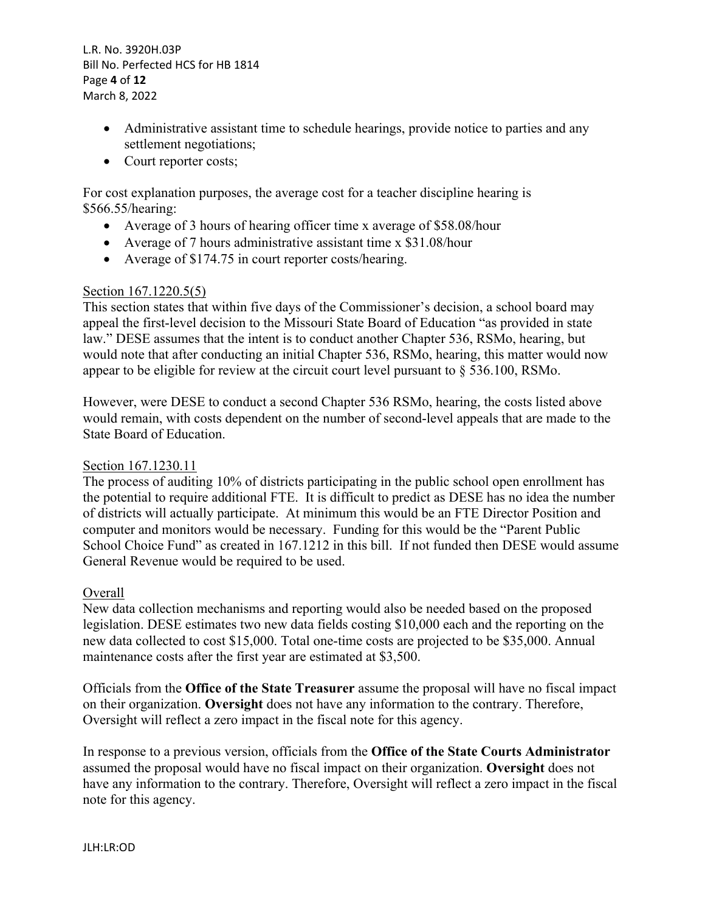- Administrative assistant time to schedule hearings, provide notice to parties and any settlement negotiations;
- Court reporter costs;

For cost explanation purposes, the average cost for a teacher discipline hearing is $566.55/hearing:

- Average of 3 hours of hearing officer time x average of $58.08/hour
- Average of 7 hours administrative assistant time x $31.08/hour
- Average of $174.75 in court reporter costs/hearing.

Section 167.1220.5(5)

This section states that within five days of the Commissioner's decision, a school board may appeal the first-level decision to the Missouri State Board of Education "as provided in state law." DESE assumes that the intent is to conduct another Chapter 536, RSMo, hearing, but would note that after conducting an initial Chapter 536, RSMo, hearing, this matter would now appear to be eligible for review at the circuit court level pursuant to § 536.100, RSMo.

However, were DESE to conduct a second Chapter 536 RSMo, hearing, the costs listed above would remain, with costs dependent on the number of second-level appeals that are made to the State Board of Education.

Section 167.1230.11

The process of auditing 10% of districts participating in the public school open enrollment has the potential to require additional FTE. It is difficult to predict as DESE has no idea the number of districts will actually participate. At minimum this would be an FTE Director Position and computer and monitors would be necessary. Funding for this would be the "Parent Public School Choice Fund" as created in 167.1212 in this bill. If not funded then DESE would assume General Revenue would be required to be used.

Overall

New data collection mechanisms and reporting would also be needed based on the proposed legislation. DESE estimates two new data fields costing $10,000 each and the reporting on the new data collected to cost $15,000. Total one-time costs are projected to be $35,000. Annual maintenance costs after the first year are estimated at $3,500.

Officials from the **Office of the State Treasurer** assume the proposal will have no fiscal impact on their organization. **Oversight** does not have any information to the contrary. Therefore, Oversight will reflect a zero impact in the fiscal note for this agency.

In response to a previous version, officials from the **Office of the State Courts Administrator** assumed the proposal would have no fiscal impact on their organization. **Oversight** does not have any information to the contrary. Therefore, Oversight will reflect a zero impact in the fiscal note for this agency.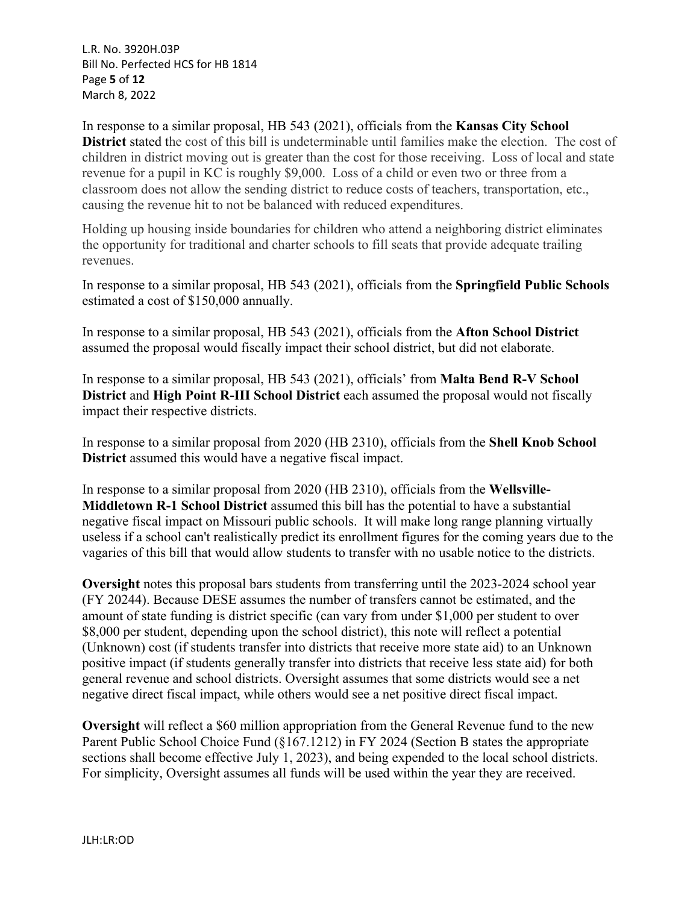In response to a similar proposal, HB 543 (2021), officials from the **Kansas City School District** stated the cost of this bill is undeterminable until families make the election. The cost of children in district moving out is greater than the cost for those receiving. Loss of local and state revenue for a pupil in KC is roughly $9,000. Loss of a child or even two or three from a classroom does not allow the sending district to reduce costs of teachers, transportation, etc., causing the revenue hit to not be balanced with reduced expenditures.

Holding up housing inside boundaries for children who attend a neighboring district eliminates the opportunity for traditional and charter schools to fill seats that provide adequate trailing revenues.

In response to a similar proposal, HB 543 (2021), officials from the **Springfield Public Schools** estimated a cost of $150,000 annually.

In response to a similar proposal, HB 543 (2021), officials from the **Afton School District** assumed the proposal would fiscally impact their school district, but did not elaborate.

In response to a similar proposal, HB 543 (2021), officials' from **Malta Bend R-V School District** and **High Point R-III School District** each assumed the proposal would not fiscally impact their respective districts.

In response to a similar proposal from 2020 (HB 2310), officials from the **Shell Knob School District** assumed this would have a negative fiscal impact.

In response to a similar proposal from 2020 (HB 2310), officials from the **Wellsville-Middletown R-1 School District** assumed this bill has the potential to have a substantial negative fiscal impact on Missouri public schools. It will make long range planning virtually useless if a school can't realistically predict its enrollment figures for the coming years due to the vagaries of this bill that would allow students to transfer with no usable notice to the districts.

**Oversight** notes this proposal bars students from transferring until the 2023-2024 school year (FY 20244). Because DESE assumes the number of transfers cannot be estimated, and the amount of state funding is district specific (can vary from under $1,000 per student to over $8,000 per student, depending upon the school district), this note will reflect a potential (Unknown) cost (if students transfer into districts that receive more state aid) to an Unknown positive impact (if students generally transfer into districts that receive less state aid) for both general revenue and school districts. Oversight assumes that some districts would see a net negative direct fiscal impact, while others would see a net positive direct fiscal impact.

**Oversight** will reflect a $60 million appropriation from the General Revenue fund to the new Parent Public School Choice Fund (§167.1212) in FY 2024 (Section B states the appropriate sections shall become effective July 1, 2023), and being expended to the local school districts. For simplicity, Oversight assumes all funds will be used within the year they are received.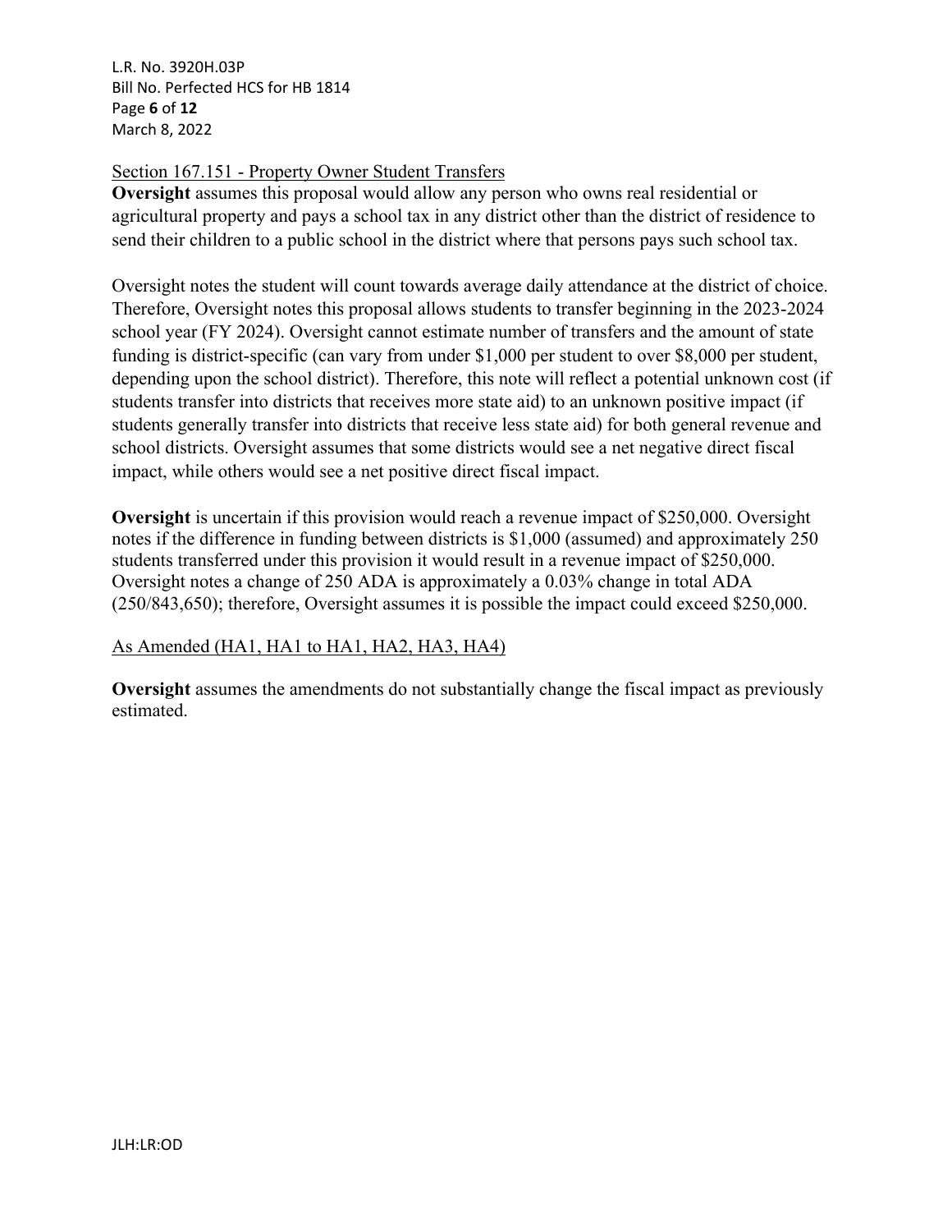Section 167.151 - Property Owner Student Transfers

**Oversight** assumes this proposal would allow any person who owns real residential or agricultural property and pays a school tax in any district other than the district of residence to send their children to a public school in the district where that persons pays such school tax.

Oversight notes the student will count towards average daily attendance at the district of choice. Therefore, Oversight notes this proposal allows students to transfer beginning in the 2023-2024 school year (FY 2024). Oversight cannot estimate number of transfers and the amount of state funding is district-specific (can vary from under $1,000 per student to over $8,000 per student, depending upon the school district). Therefore, this note will reflect a potential unknown cost (if students transfer into districts that receives more state aid) to an unknown positive impact (if students generally transfer into districts that receive less state aid) for both general revenue and school districts. Oversight assumes that some districts would see a net negative direct fiscal impact, while others would see a net positive direct fiscal impact.

**Oversight** is uncertain if this provision would reach a revenue impact of $250,000. Oversight notes if the difference in funding between districts is $1,000 (assumed) and approximately 250 students transferred under this provision it would result in a revenue impact of $250,000. Oversight notes a change of 250 ADA is approximately a 0.03% change in total ADA (250/843,650); therefore, Oversight assumes it is possible the impact could exceed $250,000.

As Amended (HA1, HA1 to HA1, HA2, HA3, HA4)

**Oversight** assumes the amendments do not substantially change the fiscal impact as previously estimated.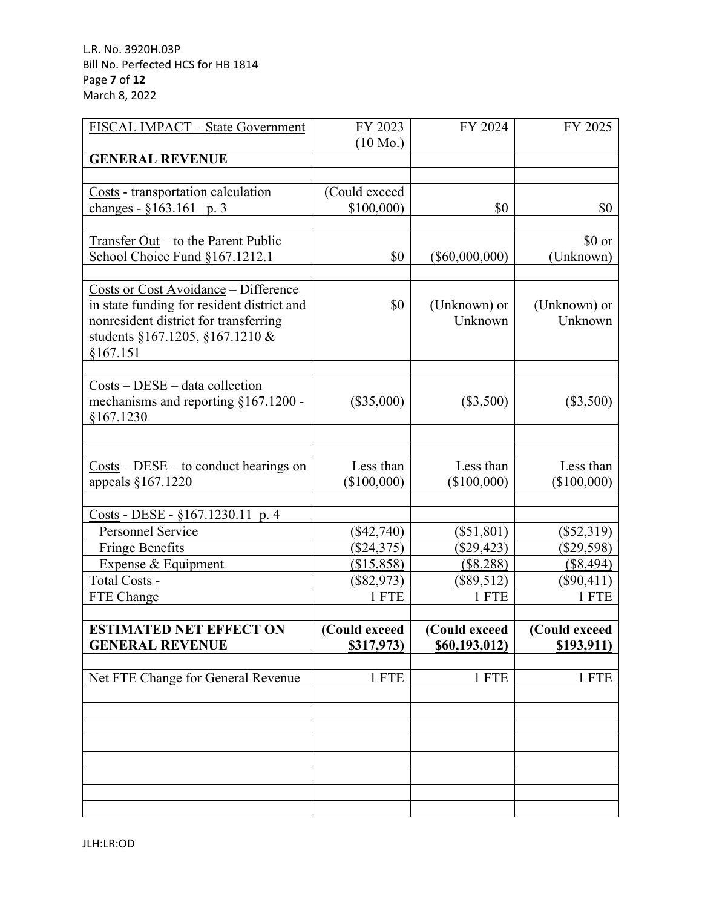| FISCAL IMPACT – State Government | FY 2023 (10 Mo.) | FY 2024 | FY 2025 |
|---|---|---|---|
| **GENERAL REVENUE** | | | |
| | | | |
| Costs - transportation calculation changes - §163.161 p. 3 | (Could exceed $100,000) | $0 | $0 |
| | | | |
| Transfer Out – to the Parent Public School Choice Fund §167.1212.1 | $0 | ($60,000,000) | $0 or (Unknown) |
| | | | |
| Costs or Cost Avoidance – Difference in state funding for resident district and nonresident district for transferring students §167.1205, §167.1210 & §167.151 | $0 | (Unknown) or Unknown | (Unknown) or Unknown |
| | | | |
| Costs – DESE – data collection mechanisms and reporting §167.1200 - §167.1230 | ($35,000) | ($3,500) | ($3,500) |
| | | | |
| | | | |
| Costs – DESE – to conduct hearings on appeals §167.1220 | Less than ($100,000) | Less than ($100,000) | Less than ($100,000) |
| | | | |
| Costs - DESE - §167.1230.11 p. 4 | | | |
| Personnel Service | ($42,740) | ($51,801) | ($52,319) |
| Fringe Benefits | ($24,375) | ($29,423) | ($29,598) |
| Expense & Equipment | ($15,858) | ($8,288) | ($8,494) |
| Total Costs - | ($82,973) | ($89,512) | ($90,411) |
| FTE Change | 1 FTE | 1 FTE | 1 FTE |
| | | | |
| **ESTIMATED NET EFFECT ON GENERAL REVENUE** | **(Could exceed $317,973)** | **(Could exceed $60,193,012)** | **(Could exceed $193,911)** |
| | | | |
| Net FTE Change for General Revenue | 1 FTE | 1 FTE | 1 FTE |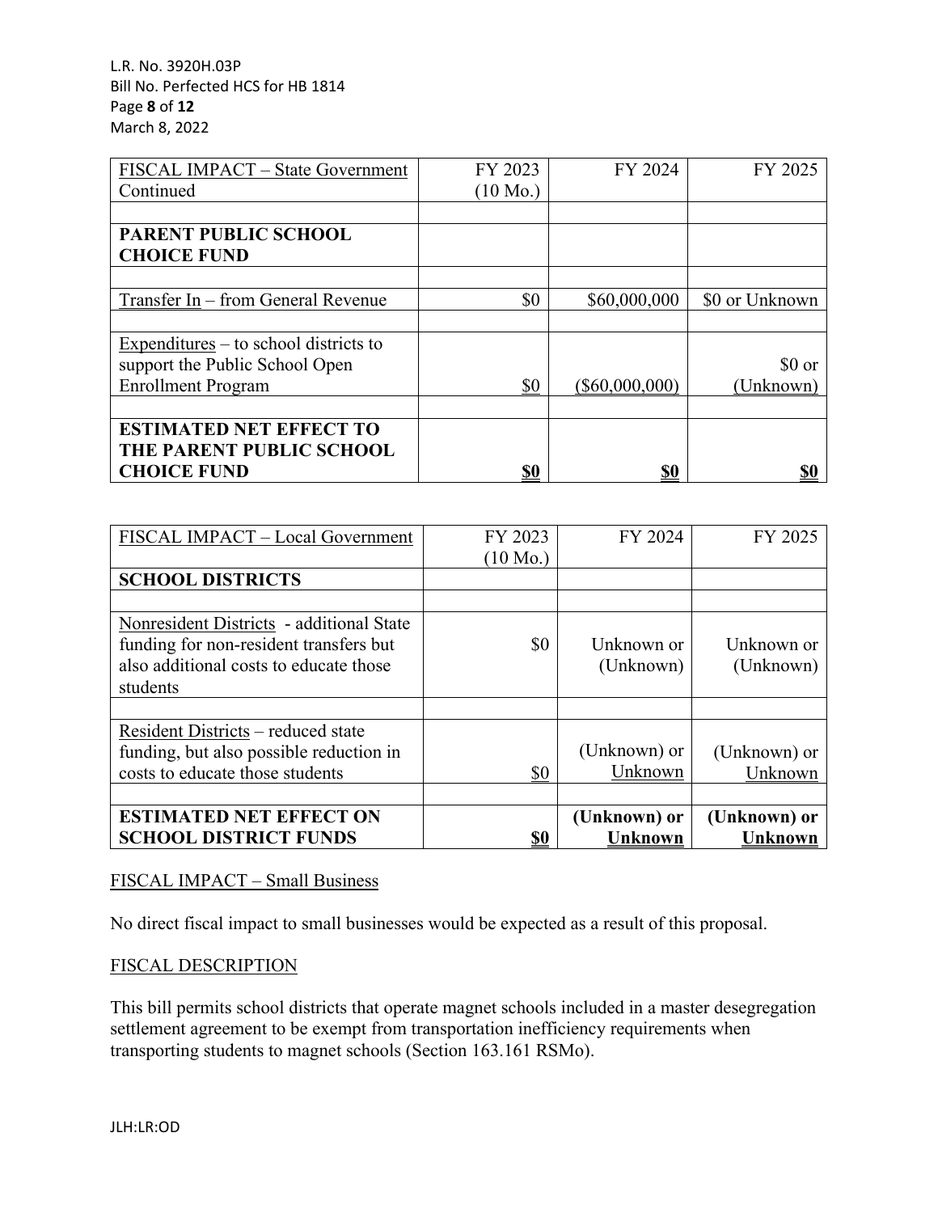| FISCAL IMPACT – State Government Continued | FY 2023 (10 Mo.) | FY 2024 | FY 2025 |
|---|---|---|---|
| | | | |
| **PARENT PUBLIC SCHOOL CHOICE FUND** | | | |
| | | | |
| Transfer In – from General Revenue | $0 | $60,000,000 | $0 or Unknown |
| | | | |
| Expenditures – to school districts to support the Public School Open Enrollment Program | $0 | ($60,000,000) | $0 or (Unknown) |
| | | | |
| **ESTIMATED NET EFFECT TO THE PARENT PUBLIC SCHOOL CHOICE FUND** | **$0** | **$0** | **$0** |

| FISCAL IMPACT – Local Government | FY 2023 (10 Mo.) | FY 2024 | FY 2025 |
|---|---|---|---|
| **SCHOOL DISTRICTS** | | | |
| | | | |
| Nonresident Districts - additional State funding for non-resident transfers but also additional costs to educate those students | $0 | Unknown or (Unknown) | Unknown or (Unknown) |
| | | | |
| Resident Districts – reduced state funding, but also possible reduction in costs to educate those students | $0 | (Unknown) or Unknown | (Unknown) or Unknown |
| | | | |
| **ESTIMATED NET EFFECT ON SCHOOL DISTRICT FUNDS** | **$0** | **(Unknown) or Unknown** | **(Unknown) or Unknown** |

FISCAL IMPACT – Small Business

No direct fiscal impact to small businesses would be expected as a result of this proposal.

FISCAL DESCRIPTION

This bill permits school districts that operate magnet schools included in a master desegregation settlement agreement to be exempt from transportation inefficiency requirements when transporting students to magnet schools (Section 163.161 RSMo).

JLH:LR:OD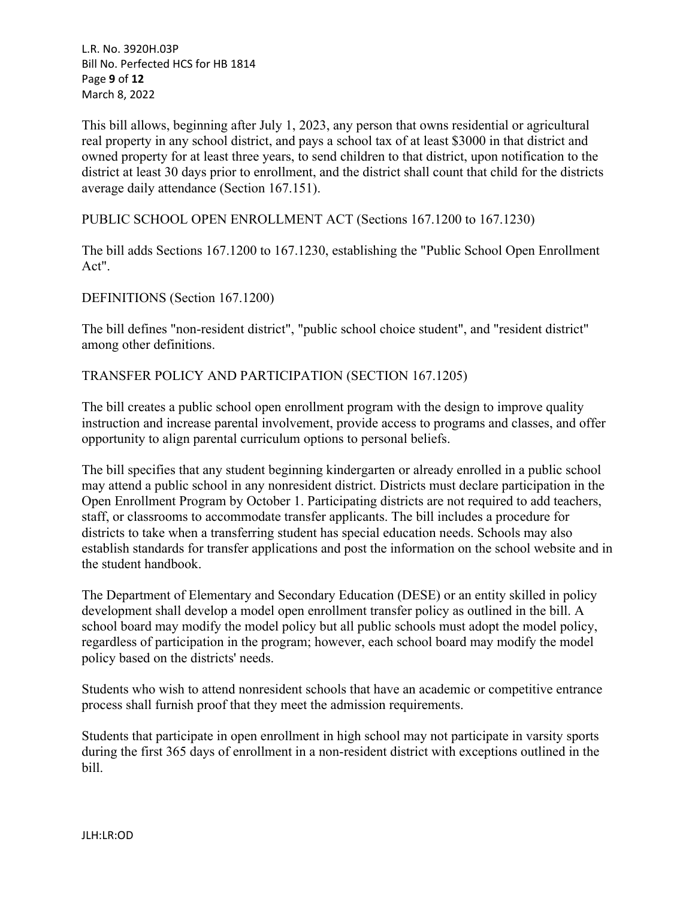This bill allows, beginning after July 1, 2023, any person that owns residential or agricultural real property in any school district, and pays a school tax of at least $3000 in that district and owned property for at least three years, to send children to that district, upon notification to the district at least 30 days prior to enrollment, and the district shall count that child for the districts average daily attendance (Section 167.151).

PUBLIC SCHOOL OPEN ENROLLMENT ACT (Sections 167.1200 to 167.1230)

The bill adds Sections 167.1200 to 167.1230, establishing the "Public School Open Enrollment Act".

DEFINITIONS (Section 167.1200)

The bill defines "non-resident district", "public school choice student", and "resident district" among other definitions.

TRANSFER POLICY AND PARTICIPATION (SECTION 167.1205)

The bill creates a public school open enrollment program with the design to improve quality instruction and increase parental involvement, provide access to programs and classes, and offer opportunity to align parental curriculum options to personal beliefs.

The bill specifies that any student beginning kindergarten or already enrolled in a public school may attend a public school in any nonresident district. Districts must declare participation in the Open Enrollment Program by October 1. Participating districts are not required to add teachers, staff, or classrooms to accommodate transfer applicants. The bill includes a procedure for districts to take when a transferring student has special education needs. Schools may also establish standards for transfer applications and post the information on the school website and in the student handbook.

The Department of Elementary and Secondary Education (DESE) or an entity skilled in policy development shall develop a model open enrollment transfer policy as outlined in the bill. A school board may modify the model policy but all public schools must adopt the model policy, regardless of participation in the program; however, each school board may modify the model policy based on the districts' needs.

Students who wish to attend nonresident schools that have an academic or competitive entrance process shall furnish proof that they meet the admission requirements.

Students that participate in open enrollment in high school may not participate in varsity sports during the first 365 days of enrollment in a non-resident district with exceptions outlined in the bill.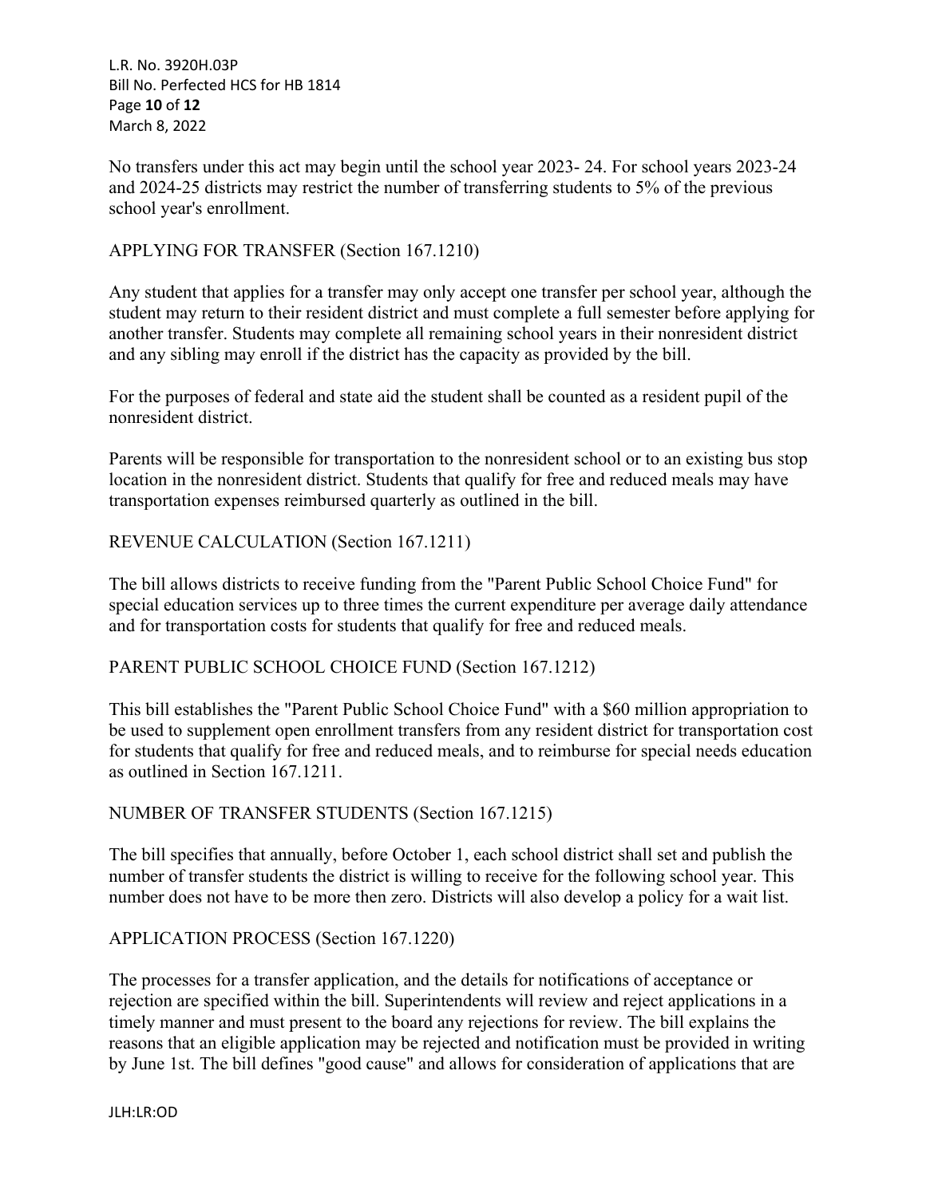No transfers under this act may begin until the school year 2023- 24. For school years 2023-24 and 2024-25 districts may restrict the number of transferring students to 5% of the previous school year's enrollment.

APPLYING FOR TRANSFER (Section 167.1210)

Any student that applies for a transfer may only accept one transfer per school year, although the student may return to their resident district and must complete a full semester before applying for another transfer. Students may complete all remaining school years in their nonresident district and any sibling may enroll if the district has the capacity as provided by the bill.

For the purposes of federal and state aid the student shall be counted as a resident pupil of the nonresident district.

Parents will be responsible for transportation to the nonresident school or to an existing bus stop location in the nonresident district. Students that qualify for free and reduced meals may have transportation expenses reimbursed quarterly as outlined in the bill.

REVENUE CALCULATION (Section 167.1211)

The bill allows districts to receive funding from the "Parent Public School Choice Fund" for special education services up to three times the current expenditure per average daily attendance and for transportation costs for students that qualify for free and reduced meals.

PARENT PUBLIC SCHOOL CHOICE FUND (Section 167.1212)

This bill establishes the "Parent Public School Choice Fund" with a $60 million appropriation to be used to supplement open enrollment transfers from any resident district for transportation cost for students that qualify for free and reduced meals, and to reimburse for special needs education as outlined in Section 167.1211.

NUMBER OF TRANSFER STUDENTS (Section 167.1215)

The bill specifies that annually, before October 1, each school district shall set and publish the number of transfer students the district is willing to receive for the following school year. This number does not have to be more then zero. Districts will also develop a policy for a wait list.

APPLICATION PROCESS (Section 167.1220)

The processes for a transfer application, and the details for notifications of acceptance or rejection are specified within the bill. Superintendents will review and reject applications in a timely manner and must present to the board any rejections for review. The bill explains the reasons that an eligible application may be rejected and notification must be provided in writing by June 1st. The bill defines "good cause" and allows for consideration of applications that are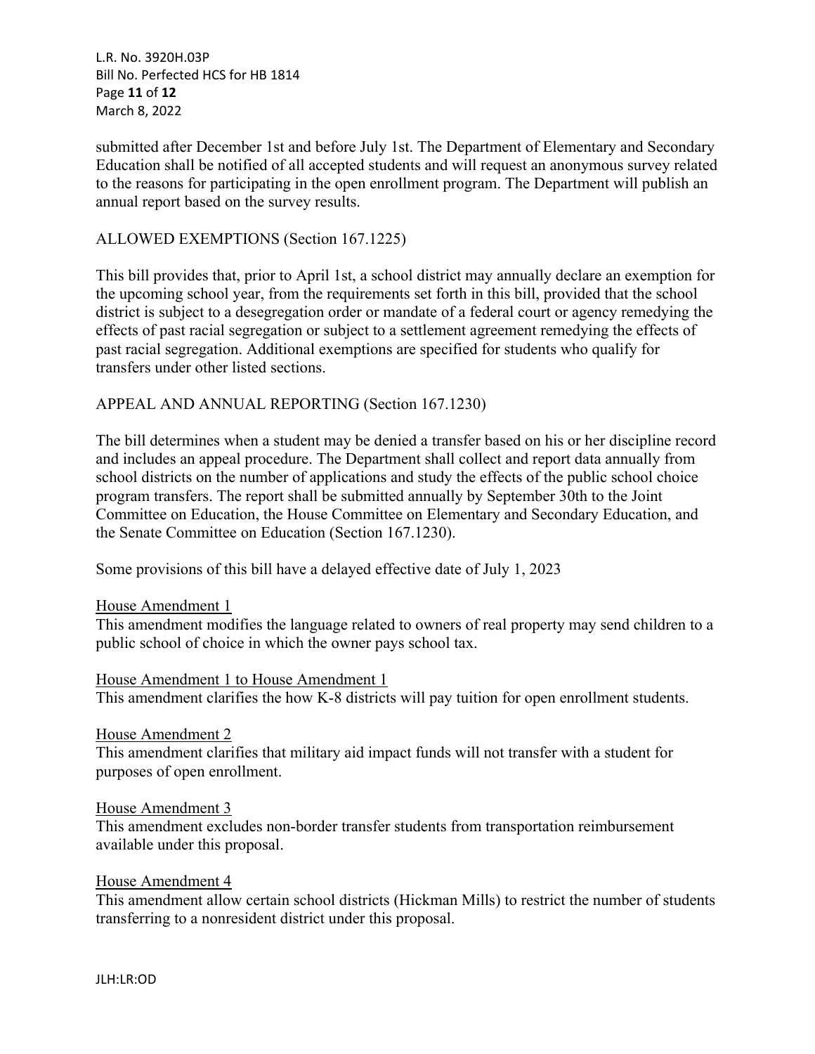submitted after December 1st and before July 1st. The Department of Elementary and Secondary Education shall be notified of all accepted students and will request an anonymous survey related to the reasons for participating in the open enrollment program. The Department will publish an annual report based on the survey results.

ALLOWED EXEMPTIONS (Section 167.1225)

This bill provides that, prior to April 1st, a school district may annually declare an exemption for the upcoming school year, from the requirements set forth in this bill, provided that the school district is subject to a desegregation order or mandate of a federal court or agency remedying the effects of past racial segregation or subject to a settlement agreement remedying the effects of past racial segregation. Additional exemptions are specified for students who qualify for transfers under other listed sections.

APPEAL AND ANNUAL REPORTING (Section 167.1230)

The bill determines when a student may be denied a transfer based on his or her discipline record and includes an appeal procedure. The Department shall collect and report data annually from school districts on the number of applications and study the effects of the public school choice program transfers. The report shall be submitted annually by September 30th to the Joint Committee on Education, the House Committee on Elementary and Secondary Education, and the Senate Committee on Education (Section 167.1230).

Some provisions of this bill have a delayed effective date of July 1, 2023

House Amendment 1
This amendment modifies the language related to owners of real property may send children to a public school of choice in which the owner pays school tax.

House Amendment 1 to House Amendment 1
This amendment clarifies the how K-8 districts will pay tuition for open enrollment students.

House Amendment 2
This amendment clarifies that military aid impact funds will not transfer with a student for purposes of open enrollment.

House Amendment 3
This amendment excludes non-border transfer students from transportation reimbursement available under this proposal.

House Amendment 4
This amendment allow certain school districts (Hickman Mills) to restrict the number of students transferring to a nonresident district under this proposal.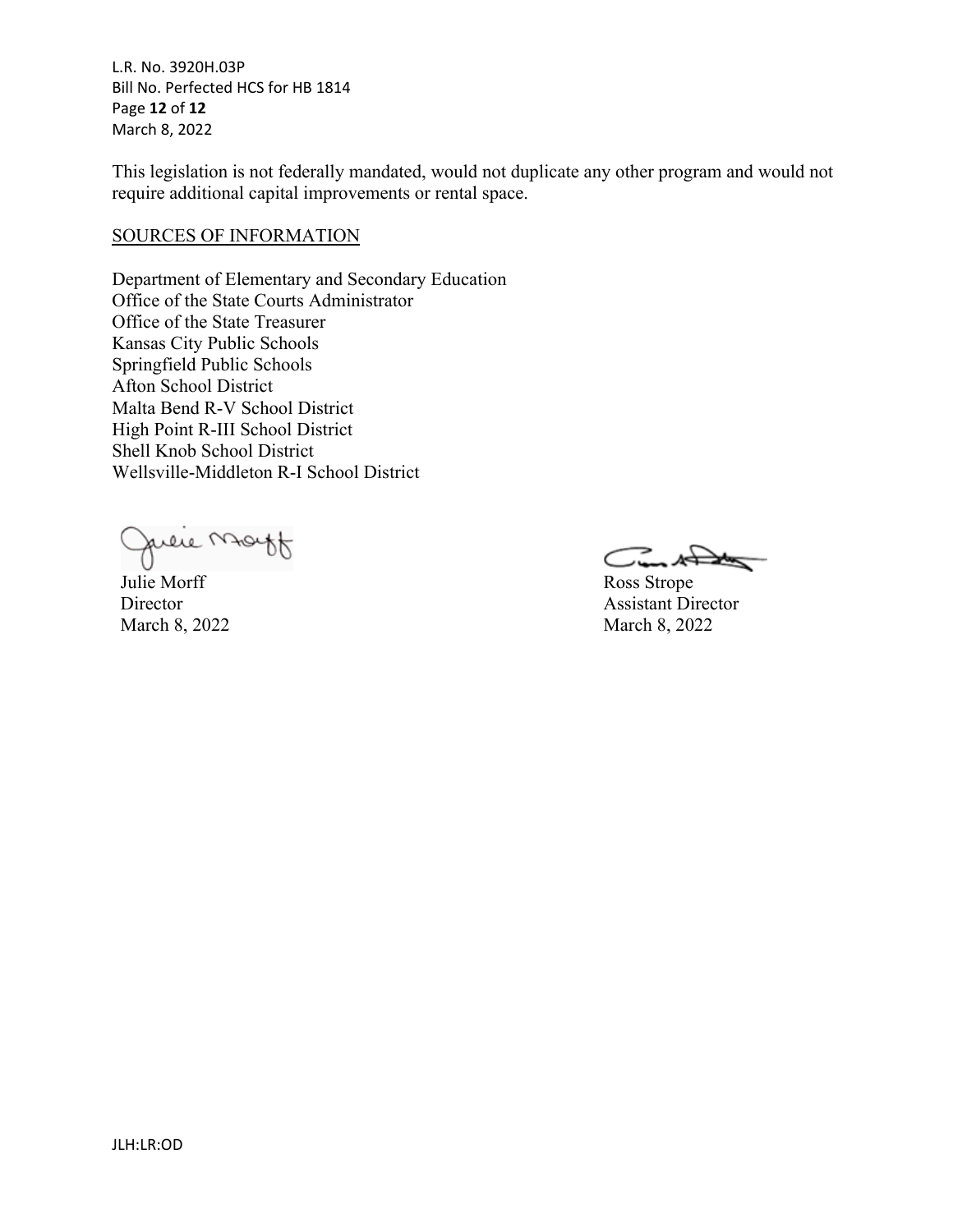This legislation is not federally mandated, would not duplicate any other program and would not require additional capital improvements or rental space.

SOURCES OF INFORMATION

Department of Elementary and Secondary Education
Office of the State Courts Administrator
Office of the State Treasurer
Kansas City Public Schools
Springfield Public Schools
Afton School District
Malta Bend R-V School District
High Point R-III School District
Shell Knob School District
Wellsville-Middleton R-I School District

| | |
|---|---|
| Julie Morff | Ross Strope |
| Director | Assistant Director |
| March 8, 2022 | March 8, 2022 |

JLH:LR:OD